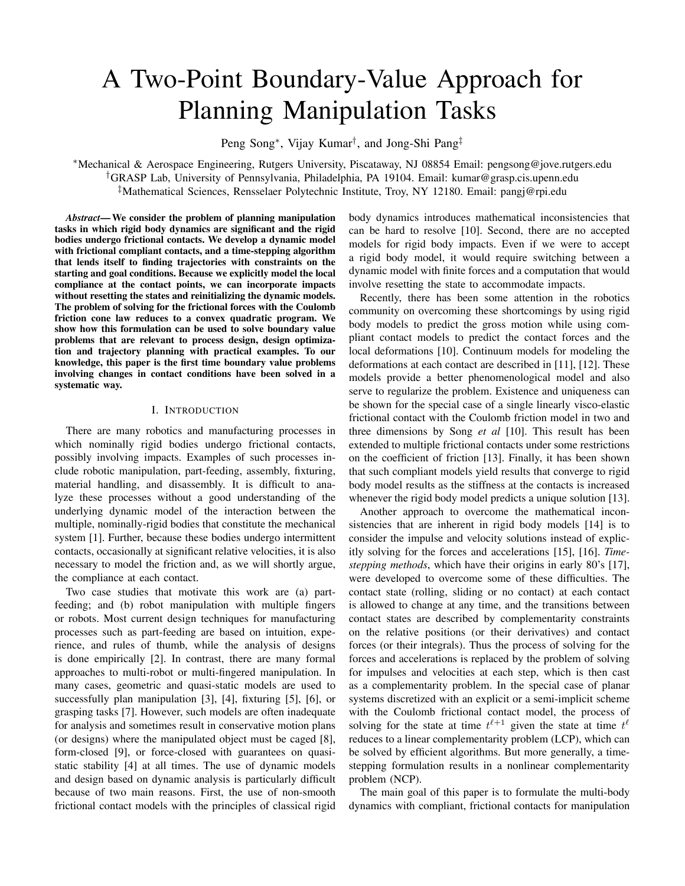# A Two-Point Boundary-Value Approach for Planning Manipulation Tasks

Peng Song*, Vijay Kumar†, and Jong-Shi Pang‡

*Mechanical & Aerospace Engineering, Rutgers University, Piscataway, NJ 08854 Email: pengsong@jove.rutgers.edu
†GRASP Lab, University of Pennsylvania, Philadelphia, PA 19104. Email: kumar@grasp.cis.upenn.edu
‡Mathematical Sciences, Rensselaer Polytechnic Institute, Troy, NY 12180. Email: pangj@rpi.edu

***Abstract*— We consider the problem of planning manipulation tasks in which rigid body dynamics are significant and the rigid bodies undergo frictional contacts. We develop a dynamic model with frictional compliant contacts, and a time-stepping algorithm that lends itself to finding trajectories with constraints on the starting and goal conditions. Because we explicitly model the local compliance at the contact points, we can incorporate impacts without resetting the states and reinitializing the dynamic models. The problem of solving for the frictional forces with the Coulomb friction cone law reduces to a convex quadratic program. We show how this formulation can be used to solve boundary value problems that are relevant to process design, design optimization and trajectory planning with practical examples. To our knowledge, this paper is the first time boundary value problems involving changes in contact conditions have been solved in a systematic way.**

## I. Introduction

There are many robotics and manufacturing processes in which nominally rigid bodies undergo frictional contacts, possibly involving impacts. Examples of such processes include robotic manipulation, part-feeding, assembly, fixturing, material handling, and disassembly. It is difficult to analyze these processes without a good understanding of the underlying dynamic model of the interaction between the multiple, nominally-rigid bodies that constitute the mechanical system [1]. Further, because these bodies undergo intermittent contacts, occasionally at significant relative velocities, it is also necessary to model the friction and, as we will shortly argue, the compliance at each contact.

Two case studies that motivate this work are (a) part-feeding; and (b) robot manipulation with multiple fingers or robots. Most current design techniques for manufacturing processes such as part-feeding are based on intuition, experience, and rules of thumb, while the analysis of designs is done empirically [2]. In contrast, there are many formal approaches to multi-robot or multi-fingered manipulation. In many cases, geometric and quasi-static models are used to successfully plan manipulation [3], [4], fixturing [5], [6], or grasping tasks [7]. However, such models are often inadequate for analysis and sometimes result in conservative motion plans (or designs) where the manipulated object must be caged [8], form-closed [9], or force-closed with guarantees on quasi-static stability [4] at all times. The use of dynamic models and design based on dynamic analysis is particularly difficult because of two main reasons. First, the use of non-smooth frictional contact models with the principles of classical rigid body dynamics introduces mathematical inconsistencies that can be hard to resolve [10]. Second, there are no accepted models for rigid body impacts. Even if we were to accept a rigid body model, it would require switching between a dynamic model with finite forces and a computation that would involve resetting the state to accommodate impacts.

Recently, there has been some attention in the robotics community on overcoming these shortcomings by using rigid body models to predict the gross motion while using compliant contact models to predict the contact forces and the local deformations [10]. Continuum models for modeling the deformations at each contact are described in [11], [12]. These models provide a better phenomenological model and also serve to regularize the problem. Existence and uniqueness can be shown for the special case of a single linearly visco-elastic frictional contact with the Coulomb friction model in two and three dimensions by Song *et al* [10]. This result has been extended to multiple frictional contacts under some restrictions on the coefficient of friction [13]. Finally, it has been shown that such compliant models yield results that converge to rigid body model results as the stiffness at the contacts is increased whenever the rigid body model predicts a unique solution [13].

Another approach to overcome the mathematical inconsistencies that are inherent in rigid body models [14] is to consider the impulse and velocity solutions instead of explicitly solving for the forces and accelerations [15], [16]. *Time-stepping methods*, which have their origins in early 80's [17], were developed to overcome some of these difficulties. The contact state (rolling, sliding or no contact) at each contact is allowed to change at any time, and the transitions between contact states are described by complementarity constraints on the relative positions (or their derivatives) and contact forces (or their integrals). Thus the process of solving for the forces and accelerations is replaced by the problem of solving for impulses and velocities at each step, which is then cast as a complementarity problem. In the special case of planar systems discretized with an explicit or a semi-implicit scheme with the Coulomb frictional contact model, the process of solving for the state at time $t^{\ell+1}$ given the state at time $t^{\ell}$ reduces to a linear complementarity problem (LCP), which can be solved by efficient algorithms. But more generally, a time-stepping formulation results in a nonlinear complementarity problem (NCP).

The main goal of this paper is to formulate the multi-body dynamics with compliant, frictional contacts for manipulation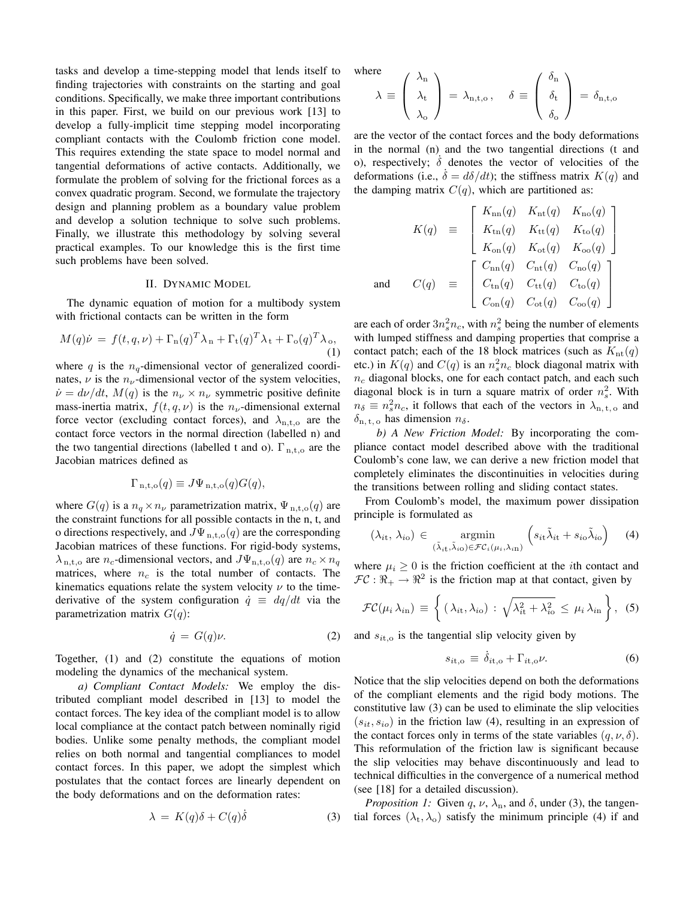tasks and develop a time-stepping model that lends itself to finding trajectories with constraints on the starting and goal conditions. Specifically, we make three important contributions in this paper. First, we build on our previous work [13] to develop a fully-implicit time stepping model incorporating compliant contacts with the Coulomb friction cone model. This requires extending the state space to model normal and tangential deformations of active contacts. Additionally, we formulate the problem of solving for the frictional forces as a convex quadratic program. Second, we formulate the trajectory design and planning problem as a boundary value problem and develop a solution technique to solve such problems. Finally, we illustrate this methodology by solving several practical examples. To our knowledge this is the first time such problems have been solved.

## II. Dynamic Model

The dynamic equation of motion for a multibody system with frictional contacts can be written in the form

$$M(q)\dot{\nu} \,=\, f(t,q,\nu) + \Gamma_{\rm n}(q)^T\lambda_{\rm n} + \Gamma_{\rm t}(q)^T\lambda_{\rm t} + \Gamma_{\rm o}(q)^T\lambda_{\rm o}, \tag{1}$$

where $q$ is the $n_q$-dimensional vector of generalized coordinates, $\nu$ is the $n_\nu$-dimensional vector of the system velocities, $\dot{\nu} = d\nu/dt$, $M(q)$ is the $n_\nu \times n_\nu$ symmetric positive definite mass-inertia matrix, $f(t,q,\nu)$ is the $n_\nu$-dimensional external force vector (excluding contact forces), and $\lambda_{\rm n,t,o}$ are the contact force vectors in the normal direction (labelled n) and the two tangential directions (labelled t and o). $\Gamma_{\rm n,t,o}$ are the Jacobian matrices defined as

$$\Gamma_{\rm n,t,o}(q) \equiv J\Psi_{\rm n,t,o}(q)G(q),$$

where $G(q)$ is a $n_q \times n_\nu$ parametrization matrix, $\Psi_{\rm n,t,o}(q)$ are the constraint functions for all possible contacts in the n, t, and o directions respectively, and $J\Psi_{\rm n,t,o}(q)$ are the corresponding Jacobian matrices of these functions. For rigid-body systems, $\lambda_{\rm n,t,o}$ are $n_c$-dimensional vectors, and $J\Psi_{\rm n,t,o}(q)$ are $n_c \times n_q$ matrices, where $n_c$ is the total number of contacts. The kinematics equations relate the system velocity $\nu$ to the time-derivative of the system configuration $\dot{q} \equiv dq/dt$ via the parametrization matrix $G(q)$:

$$\dot{q} \,=\, G(q)\nu. \tag{2}$$

Together, (1) and (2) constitute the equations of motion modeling the dynamics of the mechanical system.

*a) Compliant Contact Models:* We employ the distributed compliant model described in [13] to model the contact forces. The key idea of the compliant model is to allow local compliance at the contact patch between nominally rigid bodies. Unlike some penalty methods, the compliant model relies on both normal and tangential compliances to model contact forces. In this paper, we adopt the simplest which postulates that the contact forces are linearly dependent on the body deformations and on the deformation rates:

$$\lambda \,=\, K(q)\delta + C(q)\dot{\delta} \tag{3}$$

where

$$\lambda \,\equiv\, \begin{pmatrix} \lambda_{\rm n} \\ \lambda_{\rm t} \\ \lambda_{\rm o} \end{pmatrix} \,=\, \lambda_{\rm n,t,o}\,, \quad \delta \,\equiv\, \begin{pmatrix} \delta_{\rm n} \\ \delta_{\rm t} \\ \delta_{\rm o} \end{pmatrix} \,=\, \delta_{\rm n,t,o}$$

are the vector of the contact forces and the body deformations in the normal (n) and the two tangential directions (t and o), respectively; $\dot{\delta}$ denotes the vector of velocities of the deformations (i.e., $\dot{\delta} = d\delta/dt$); the stiffness matrix $K(q)$ and the damping matrix $C(q)$, which are partitioned as:

$$K(q) \;\equiv\; \begin{bmatrix} K_{\rm nn}(q) & K_{\rm nt}(q) & K_{\rm no}(q) \\ K_{\rm tn}(q) & K_{\rm tt}(q) & K_{\rm to}(q) \\ K_{\rm on}(q) & K_{\rm ot}(q) & K_{\rm oo}(q) \end{bmatrix}$$

$$\text{and} \qquad C(q) \;\equiv\; \begin{bmatrix} C_{\rm nn}(q) & C_{\rm nt}(q) & C_{\rm no}(q) \\ C_{\rm tn}(q) & C_{\rm tt}(q) & C_{\rm to}(q) \\ C_{\rm on}(q) & C_{\rm ot}(q) & C_{\rm oo}(q) \end{bmatrix}$$

are each of order $3n_s^2 n_c$, with $n_s^2$ being the number of elements with lumped stiffness and damping properties that comprise a contact patch; each of the 18 block matrices (such as $K_{\rm nt}(q)$ etc.) in $K(q)$ and $C(q)$ is an $n_s^2 n_c$ block diagonal matrix with $n_c$ diagonal blocks, one for each contact patch, and each such diagonal block is in turn a square matrix of order $n_s^2$. With $n_\delta \equiv n_s^2 n_c$, it follows that each of the vectors in $\lambda_{\rm n,\,t,\,o}$ and $\delta_{\rm n,\,t,\,o}$ has dimension $n_\delta$.

*b) A New Friction Model:* By incorporating the compliance contact model described above with the traditional Coulomb's cone law, we can derive a new friction model that completely eliminates the discontinuities in velocities during the transitions between rolling and sliding contact states.

From Coulomb's model, the maximum power dissipation principle is formulated as

$$(\lambda_{it},\, \lambda_{io}) \,\in \underset{(\tilde{\lambda}_{it},\tilde{\lambda}_{io})\in\mathcal{FC}_i(\mu_i,\lambda_{in})}{\operatorname{argmin}} \left( s_{it}\tilde{\lambda}_{it} + s_{io}\tilde{\lambda}_{io} \right) \tag{4}$$

where $\mu_i \geq 0$ is the friction coefficient at the $i$th contact and $\mathcal{FC} : \Re_+ \to \Re^2$ is the friction map at that contact, given by

$$\mathcal{FC}(\mu_i\,\lambda_{in}) \,\equiv\, \left\{ \,(\,\lambda_{it},\lambda_{io}\,) \,:\, \sqrt{\lambda_{it}^2 + \lambda_{io}^2} \,\leq\, \mu_i\,\lambda_{in} \right\}, \tag{5}$$

and $s_{it,o}$ is the tangential slip velocity given by

$$s_{it,o} \,\equiv\, \dot{\delta}_{it,o} + \Gamma_{it,o}\nu. \tag{6}$$

Notice that the slip velocities depend on both the deformations of the compliant elements and the rigid body motions. The constitutive law (3) can be used to eliminate the slip velocities $(s_{it}, s_{io})$ in the friction law (4), resulting in an expression of the contact forces only in terms of the state variables $(q,\nu,\delta)$. This reformulation of the friction law is significant because the slip velocities may behave discontinuously and lead to technical difficulties in the convergence of a numerical method (see [18] for a detailed discussion).

*Proposition 1:* Given $q$, $\nu$, $\lambda_{\rm n}$, and $\delta$, under (3), the tangential forces $(\lambda_{\rm t}, \lambda_{\rm o})$ satisfy the minimum principle (4) if and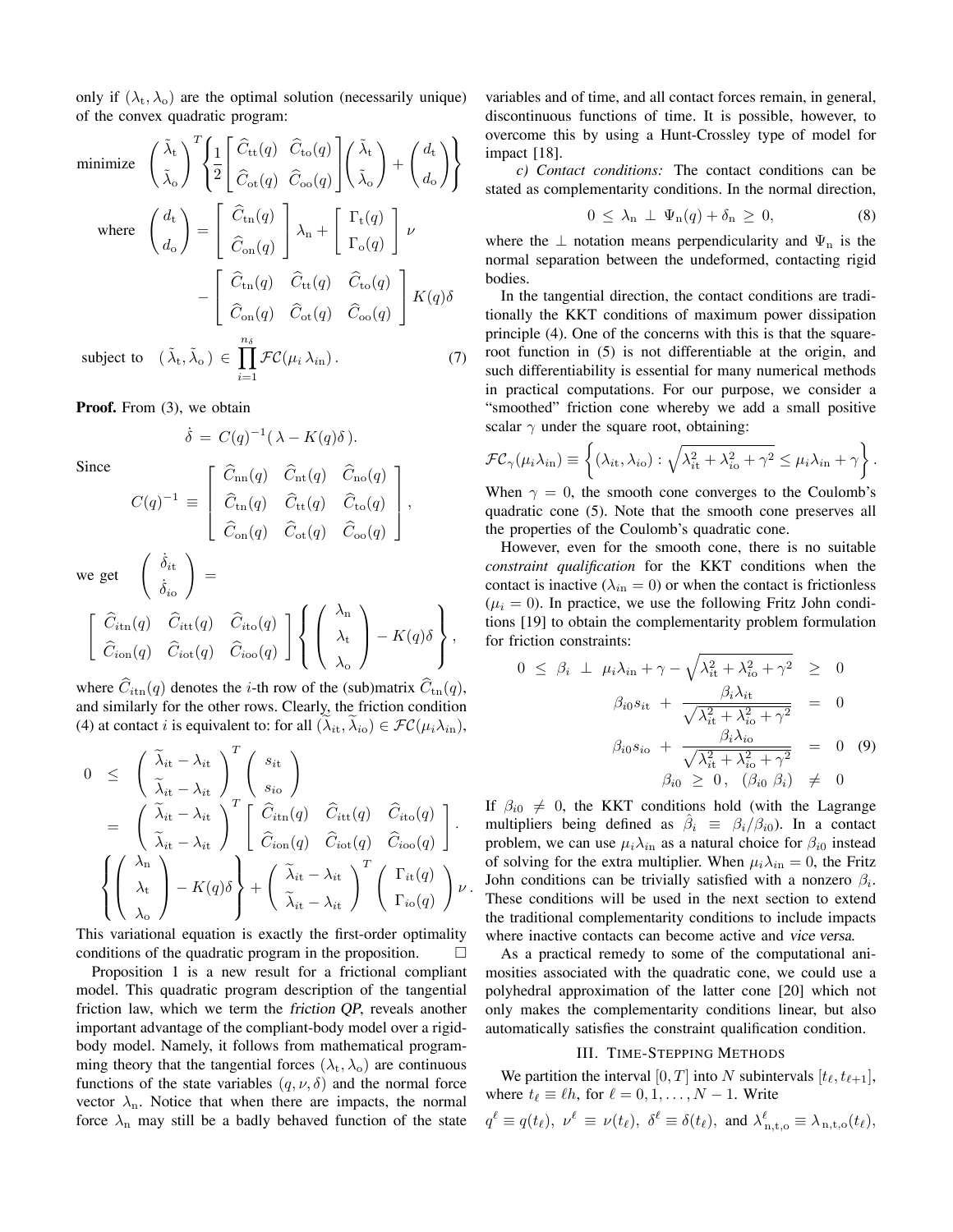only if $(\lambda_{\rm t}, \lambda_{\rm o})$ are the optimal solution (necessarily unique) of the convex quadratic program:

$$
\begin{aligned}
\text{minimize} \quad & \begin{pmatrix} \tilde{\lambda}_{\rm t} \\ \tilde{\lambda}_{\rm o} \end{pmatrix}^T \left\{ \frac{1}{2} \begin{bmatrix} \widehat{C}_{\rm tt}(q) & \widehat{C}_{\rm to}(q) \\ \widehat{C}_{\rm ot}(q) & \widehat{C}_{\rm oo}(q) \end{bmatrix} \begin{pmatrix} \tilde{\lambda}_{\rm t} \\ \tilde{\lambda}_{\rm o} \end{pmatrix} + \begin{pmatrix} d_{\rm t} \\ d_{\rm o} \end{pmatrix} \right\} \\
\text{where} \quad & \begin{pmatrix} d_{\rm t} \\ d_{\rm o} \end{pmatrix} = \begin{bmatrix} \widehat{C}_{\rm tn}(q) \\ \widehat{C}_{\rm on}(q) \end{bmatrix} \lambda_{\rm n} + \begin{bmatrix} \Gamma_{\rm t}(q) \\ \Gamma_{\rm o}(q) \end{bmatrix} \nu \\
& \qquad - \begin{bmatrix} \widehat{C}_{\rm tn}(q) & \widehat{C}_{\rm tt}(q) & \widehat{C}_{\rm to}(q) \\ \widehat{C}_{\rm on}(q) & \widehat{C}_{\rm ot}(q) & \widehat{C}_{\rm oo}(q) \end{bmatrix} K(q)\delta \\
\text{subject to} \quad & (\, \tilde{\lambda}_{\rm t}, \tilde{\lambda}_{\rm o} \,) \in \prod_{i=1}^{n_\delta} \mathcal{FC}(\mu_i \, \lambda_{i\rm n}) \,. \qquad (7)
\end{aligned}
$$

**Proof.** From (3), we obtain

$$\dot{\delta} \, = \, C(q)^{-1} (\, \lambda - K(q)\delta \,).$$

Since

$$C(q)^{-1} \, \equiv \, \begin{bmatrix} \widehat{C}_{\rm nn}(q) & \widehat{C}_{\rm nt}(q) & \widehat{C}_{\rm no}(q) \\ \widehat{C}_{\rm tn}(q) & \widehat{C}_{\rm tt}(q) & \widehat{C}_{\rm to}(q) \\ \widehat{C}_{\rm on}(q) & \widehat{C}_{\rm ot}(q) & \widehat{C}_{\rm oo}(q) \end{bmatrix},$$

we get

$$\begin{pmatrix} \dot{\delta}_{i\rm t} \\ \dot{\delta}_{i\rm o} \end{pmatrix} = \begin{bmatrix} \widehat{C}_{i\rm tn}(q) & \widehat{C}_{i\rm tt}(q) & \widehat{C}_{i\rm to}(q) \\ \widehat{C}_{i\rm on}(q) & \widehat{C}_{i\rm ot}(q) & \widehat{C}_{i\rm oo}(q) \end{bmatrix} \left\{ \begin{pmatrix} \lambda_{\rm n} \\ \lambda_{\rm t} \\ \lambda_{\rm o} \end{pmatrix} - K(q)\delta \right\},$$

where $\widehat{C}_{i\rm tn}(q)$ denotes the $i$-th row of the (sub)matrix $\widehat{C}_{\rm tn}(q)$, and similarly for the other rows. Clearly, the friction condition (4) at contact $i$ is equivalent to: for all $(\widetilde{\lambda}_{i\rm t}, \widetilde{\lambda}_{i\rm o}) \in \mathcal{FC}(\mu_i \lambda_{i\rm n})$,

$$
\begin{aligned}
0 \;\; \leq \;\; & \begin{pmatrix} \widetilde{\lambda}_{i\rm t} - \lambda_{i\rm t} \\ \widetilde{\lambda}_{i\rm t} - \lambda_{i\rm t} \end{pmatrix}^T \begin{pmatrix} s_{i\rm t} \\ s_{i\rm o} \end{pmatrix} \\
= \;\; & \begin{pmatrix} \widetilde{\lambda}_{i\rm t} - \lambda_{i\rm t} \\ \widetilde{\lambda}_{i\rm t} - \lambda_{i\rm t} \end{pmatrix}^T \begin{bmatrix} \widehat{C}_{i\rm tn}(q) & \widehat{C}_{i\rm tt}(q) & \widehat{C}_{i\rm to}(q) \\ \widehat{C}_{i\rm on}(q) & \widehat{C}_{i\rm ot}(q) & \widehat{C}_{i\rm oo}(q) \end{bmatrix} . \\
& \left\{ \begin{pmatrix} \lambda_{\rm n} \\ \lambda_{\rm t} \\ \lambda_{\rm o} \end{pmatrix} - K(q)\delta \right\} + \begin{pmatrix} \widetilde{\lambda}_{i\rm t} - \lambda_{i\rm t} \\ \widetilde{\lambda}_{i\rm t} - \lambda_{i\rm t} \end{pmatrix}^T \begin{pmatrix} \Gamma_{i\rm t}(q) \\ \Gamma_{i\rm o}(q) \end{pmatrix} \nu \, .
\end{aligned}
$$

This variational equation is exactly the first-order optimality conditions of the quadratic program in the proposition. $\square$

Proposition 1 is a new result for a frictional compliant model. This quadratic program description of the tangential friction law, which we term the *friction QP*, reveals another important advantage of the compliant-body model over a rigid-body model. Namely, it follows from mathematical programming theory that the tangential forces $(\lambda_{\rm t}, \lambda_{\rm o})$ are continuous functions of the state variables $(q, \nu, \delta)$ and the normal force vector $\lambda_{\rm n}$. Notice that when there are impacts, the normal force $\lambda_{\rm n}$ may still be a badly behaved function of the state variables and of time, and all contact forces remain, in general, discontinuous functions of time. It is possible, however, to overcome this by using a Hunt-Crossley type of model for impact [18].

*c) Contact conditions:* The contact conditions can be stated as complementarity conditions. In the normal direction,

$$0 \, \leq \, \lambda_{\rm n} \, \perp \, \Psi_{\rm n}(q) + \delta_{\rm n} \, \geq \, 0, \qquad (8)$$

where the $\perp$ notation means perpendicularity and $\Psi_{\rm n}$ is the normal separation between the undeformed, contacting rigid bodies.

In the tangential direction, the contact conditions are traditionally the KKT conditions of maximum power dissipation principle (4). One of the concerns with this is that the square-root function in (5) is not differentiable at the origin, and such differentiability is essential for many numerical methods in practical computations. For our purpose, we consider a "smoothed" friction cone whereby we add a small positive scalar $\gamma$ under the square root, obtaining:

$$\mathcal{FC}_\gamma(\mu_i \lambda_{i\rm n}) \equiv \left\{ (\lambda_{i\rm t}, \lambda_{i\rm o}) : \sqrt{\lambda_{i\rm t}^2 + \lambda_{i\rm o}^2 + \gamma^2} \leq \mu_i \lambda_{i\rm n} + \gamma \right\}.$$

When $\gamma = 0$, the smooth cone converges to the Coulomb's quadratic cone (5). Note that the smooth cone preserves all the properties of the Coulomb's quadratic cone.

However, even for the smooth cone, there is no suitable *constraint qualification* for the KKT conditions when the contact is inactive ($\lambda_{i\rm n} = 0$) or when the contact is frictionless ($\mu_i = 0$). In practice, we use the following Fritz John conditions [19] to obtain the complementarity problem formulation for friction constraints:

$$
\begin{aligned}
0 \; \leq \; \beta_i \; \perp \; \mu_i \lambda_{i\rm n} + \gamma - \sqrt{\lambda_{i\rm t}^2 + \lambda_{i\rm o}^2 + \gamma^2} \quad & \geq \quad 0 \\
\beta_{i0} s_{i\rm t} \; + \; \frac{\beta_i \lambda_{i\rm t}}{\sqrt{\lambda_{i\rm t}^2 + \lambda_{i\rm o}^2 + \gamma^2}} \quad & = \quad 0 \\
\beta_{i0} s_{i\rm o} \; + \; \frac{\beta_i \lambda_{i\rm o}}{\sqrt{\lambda_{i\rm t}^2 + \lambda_{i\rm o}^2 + \gamma^2}} \quad & = \quad 0 \qquad (9) \\
\beta_{i0} \; \geq \; 0 \, , \quad (\beta_{i0} \; \beta_i) \quad & \neq \quad 0
\end{aligned}
$$

If $\beta_{i0} \neq 0$, the KKT conditions hold (with the Lagrange multipliers being defined as $\hat{\beta}_i \equiv \beta_i / \beta_{i0}$). In a contact problem, we can use $\mu_i \lambda_{i\rm n}$ as a natural choice for $\beta_{i0}$ instead of solving for the extra multiplier. When $\mu_i \lambda_{i\rm n} = 0$, the Fritz John conditions can be trivially satisfied with a nonzero $\beta_i$. These conditions will be used in the next section to extend the traditional complementarity conditions to include impacts where inactive contacts can become active and *vice versa*.

As a practical remedy to some of the computational animosities associated with the quadratic cone, we could use a polyhedral approximation of the latter cone [20] which not only makes the complementarity conditions linear, but also automatically satisfies the constraint qualification condition.

## III. Time-Stepping Methods

We partition the interval $[0, T]$ into $N$ subintervals $[t_\ell, t_{\ell+1}]$, where $t_\ell \equiv \ell h$, for $\ell = 0, 1, \ldots, N-1$. Write

$q^\ell \equiv q(t_\ell)$, $\nu^\ell \equiv \nu(t_\ell)$, $\delta^\ell \equiv \delta(t_\ell)$, and $\lambda^\ell_{\rm n,t,o} \equiv \lambda_{\rm n,t,o}(t_\ell)$,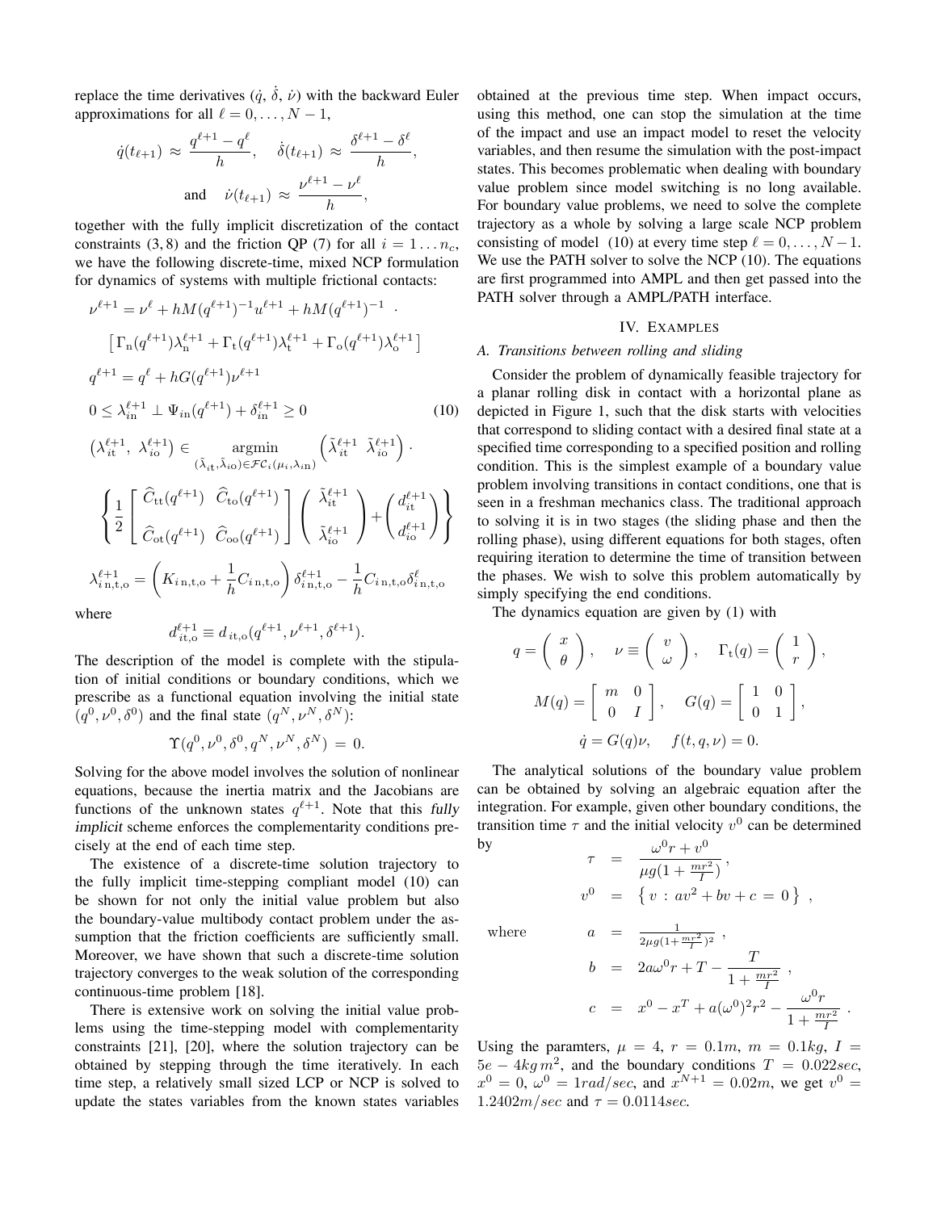replace the time derivatives ($\dot{q}$, $\dot{\delta}$, $\dot{\nu}$) with the backward Euler approximations for all $\ell = 0, \ldots, N-1$,

$$\dot{q}(t_{\ell+1}) \approx \frac{q^{\ell+1} - q^{\ell}}{h}, \quad \dot{\delta}(t_{\ell+1}) \approx \frac{\delta^{\ell+1} - \delta^{\ell}}{h},$$

$$\text{and} \quad \dot{\nu}(t_{\ell+1}) \approx \frac{\nu^{\ell+1} - \nu^{\ell}}{h},$$

together with the fully implicit discretization of the contact constraints (3, 8) and the friction QP (7) for all $i = 1 \ldots n_c$, we have the following discrete-time, mixed NCP formulation for dynamics of systems with multiple frictional contacts:

$$
\begin{aligned}
&\nu^{\ell+1} = \nu^{\ell} + hM(q^{\ell+1})^{-1}u^{\ell+1} + hM(q^{\ell+1})^{-1} \cdot \\
&\quad \left[ \Gamma_{\rm n}(q^{\ell+1})\lambda_{\rm n}^{\ell+1} + \Gamma_{\rm t}(q^{\ell+1})\lambda_{\rm t}^{\ell+1} + \Gamma_{\rm o}(q^{\ell+1})\lambda_{\rm o}^{\ell+1} \right] \\
&q^{\ell+1} = q^{\ell} + hG(q^{\ell+1})\nu^{\ell+1} \\
&0 \leq \lambda_{i\rm n}^{\ell+1} \perp \Psi_{i\rm n}(q^{\ell+1}) + \delta_{i\rm n}^{\ell+1} \geq 0 \qquad\qquad (10) \\
&\left(\lambda_{i\rm t}^{\ell+1},\ \lambda_{i\rm o}^{\ell+1}\right) \in \underset{(\tilde{\lambda}_{i\rm t}, \tilde{\lambda}_{i\rm o}) \in \mathcal{FC}_i(\mu_i, \lambda_{i\rm n})}{\operatorname{argmin}} \left( \tilde{\lambda}_{i\rm t}^{\ell+1} \ \ \tilde{\lambda}_{i\rm o}^{\ell+1} \right) \cdot \\
&\left\{ \frac{1}{2} \begin{bmatrix} \widehat{C}_{\rm tt}(q^{\ell+1}) & \widehat{C}_{\rm to}(q^{\ell+1}) \\ \widehat{C}_{\rm ot}(q^{\ell+1}) & \widehat{C}_{\rm oo}(q^{\ell+1}) \end{bmatrix} \begin{pmatrix} \tilde{\lambda}_{i\rm t}^{\ell+1} \\ \tilde{\lambda}_{i\rm o}^{\ell+1} \end{pmatrix} + \begin{pmatrix} d_{i\rm t}^{\ell+1} \\ d_{i\rm o}^{\ell+1} \end{pmatrix} \right\} \\
&\lambda_{i\,\rm n,t,o}^{\ell+1} = \left( K_{i\,\rm n,t,o} + \frac{1}{h} C_{i\,\rm n,t,o} \right) \delta_{i\,\rm n,t,o}^{\ell+1} - \frac{1}{h} C_{i\,\rm n,t,o} \delta_{i\,\rm n,t,o}^{\ell}
\end{aligned}
$$

where

$$d_{i\rm t,o}^{\ell+1} \equiv d_{\,i\rm t,o}(q^{\ell+1}, \nu^{\ell+1}, \delta^{\ell+1}).$$

The description of the model is complete with the stipulation of initial conditions or boundary conditions, which we prescribe as a functional equation involving the initial state $(q^0, \nu^0, \delta^0)$ and the final state $(q^N, \nu^N, \delta^N)$:

$$\Upsilon(q^0, \nu^0, \delta^0, q^N, \nu^N, \delta^N) = 0.$$

Solving for the above model involves the solution of nonlinear equations, because the inertia matrix and the Jacobians are functions of the unknown states $q^{\ell+1}$. Note that this *fully implicit* scheme enforces the complementarity conditions precisely at the end of each time step.

The existence of a discrete-time solution trajectory to the fully implicit time-stepping compliant model (10) can be shown for not only the initial value problem but also the boundary-value multibody contact problem under the assumption that the friction coefficients are sufficiently small. Moreover, we have shown that such a discrete-time solution trajectory converges to the weak solution of the corresponding continuous-time problem [18].

There is extensive work on solving the initial value problems using the time-stepping model with complementarity constraints [21], [20], where the solution trajectory can be obtained by stepping through the time iteratively. In each time step, a relatively small sized LCP or NCP is solved to update the states variables from the known states variables obtained at the previous time step. When impact occurs, using this method, one can stop the simulation at the time of the impact and use an impact model to reset the velocity variables, and then resume the simulation with the post-impact states. This becomes problematic when dealing with boundary value problem since model switching is no long available. For boundary value problems, we need to solve the complete trajectory as a whole by solving a large scale NCP problem consisting of model (10) at every time step $\ell = 0, \ldots, N-1$. We use the PATH solver to solve the NCP (10). The equations are first programmed into AMPL and then get passed into the PATH solver through a AMPL/PATH interface.

## IV. Examples

### A. Transitions between rolling and sliding

Consider the problem of dynamically feasible trajectory for a planar rolling disk in contact with a horizontal plane as depicted in Figure 1, such that the disk starts with velocities that correspond to sliding contact with a desired final state at a specified time corresponding to a specified position and rolling condition. This is the simplest example of a boundary value problem involving transitions in contact conditions, one that is seen in a freshman mechanics class. The traditional approach to solving it is in two stages (the sliding phase and then the rolling phase), using different equations for both stages, often requiring iteration to determine the time of transition between the phases. We wish to solve this problem automatically by simply specifying the end conditions.

The dynamics equation are given by (1) with

$$q = \begin{pmatrix} x \\ \theta \end{pmatrix}, \quad \nu \equiv \begin{pmatrix} v \\ \omega \end{pmatrix}, \quad \Gamma_{\rm t}(q) = \begin{pmatrix} 1 \\ r \end{pmatrix},$$

$$M(q) = \begin{bmatrix} m & 0 \\ 0 & I \end{bmatrix}, \quad G(q) = \begin{bmatrix} 1 & 0 \\ 0 & 1 \end{bmatrix},$$

$$\dot{q} = G(q)\nu, \quad f(t, q, \nu) = 0.$$

The analytical solutions of the boundary value problem can be obtained by solving an algebraic equation after the integration. For example, given other boundary conditions, the transition time $\tau$ and the initial velocity $v^0$ can be determined by

$$
\begin{aligned}
\tau &= \frac{\omega^0 r + v^0}{\mu g(1 + \frac{mr^2}{I})}, \\
v^0 &= \left\{ v : av^2 + bv + c = 0 \right\},
\end{aligned}
$$

where

$$
\begin{aligned}
a &= \frac{1}{2\mu g(1 + \frac{mr^2}{I})^2}, \\
b &= 2a\omega^0 r + T - \frac{T}{1 + \frac{mr^2}{I}}, \\
c &= x^0 - x^T + a(\omega^0)^2 r^2 - \frac{\omega^0 r}{1 + \frac{mr^2}{I}}.
\end{aligned}
$$

Using the paramters, $\mu = 4$, $r = 0.1m$, $m = 0.1kg$, $I = 5e-4kg\,m^2$, and the boundary conditions $T = 0.022sec$, $x^0 = 0$, $\omega^0 = 1rad/sec$, and $x^{N+1} = 0.02m$, we get $v^0 = 1.2402m/sec$ and $\tau = 0.0114sec$.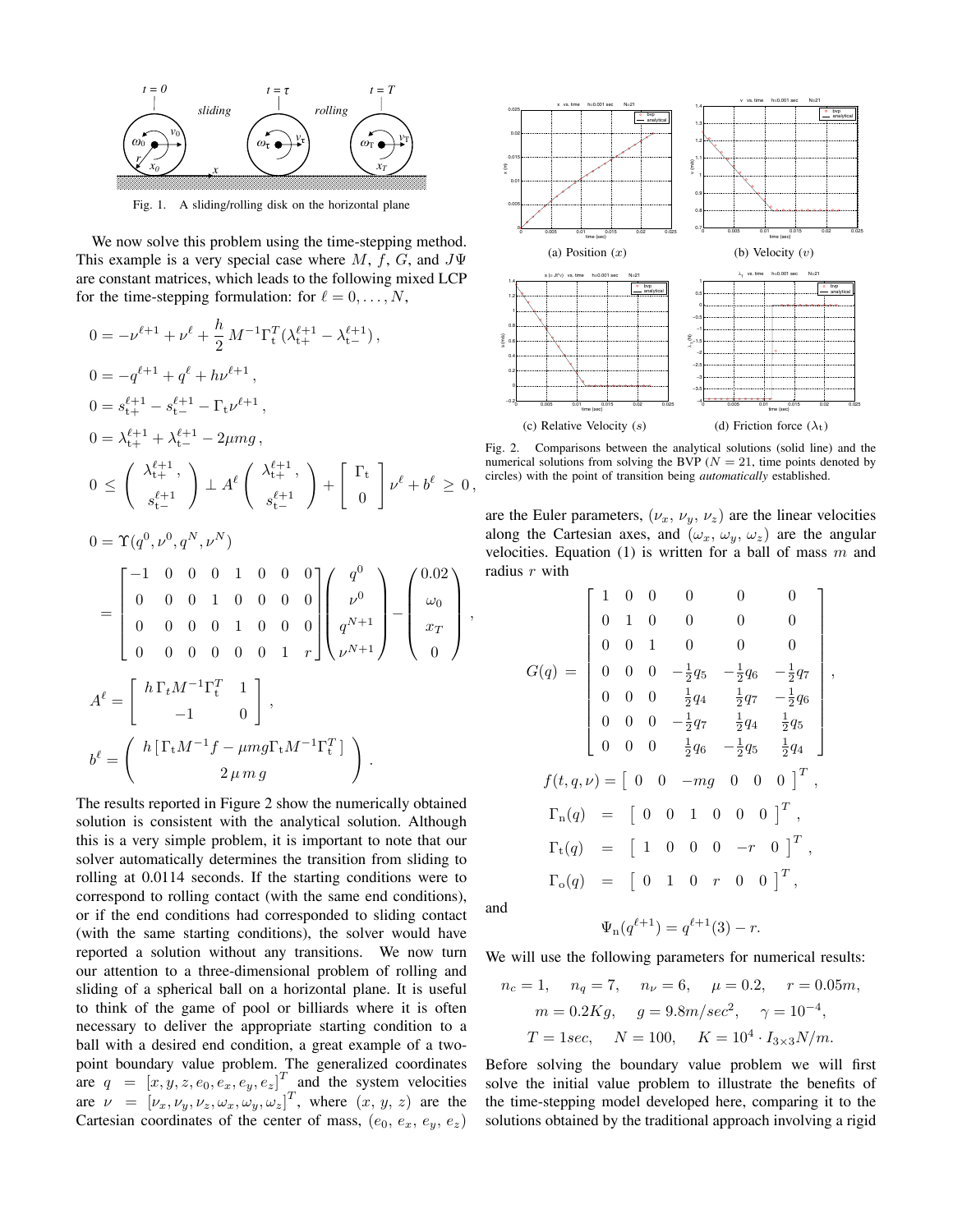Fig. 1. A sliding/rolling disk on the horizontal plane

We now solve this problem using the time-stepping method. This example is a very special case where $M$, $f$, $G$, and $J\Psi$ are constant matrices, which leads to the following mixed LCP for the time-stepping formulation: for $\ell = 0, \ldots, N$,

$$
0 = -\nu^{\ell+1} + \nu^{\ell} + \frac{h}{2}\, M^{-1}\Gamma_{\rm t}^T(\lambda_{\rm t+}^{\ell+1} - \lambda_{\rm t-}^{\ell+1}),
$$

$$
0 = -q^{\ell+1} + q^{\ell} + h\nu^{\ell+1},
$$

$$
0 = s_{\rm t+}^{\ell+1} - s_{\rm t-}^{\ell+1} - \Gamma_{\rm t}\nu^{\ell+1},
$$

$$
0 = \lambda_{\rm t+}^{\ell+1} + \lambda_{\rm t-}^{\ell+1} - 2\mu m g,
$$

$$
0 \leq \begin{pmatrix} \lambda_{\rm t+}^{\ell+1}, \\ s_{\rm t-}^{\ell+1} \end{pmatrix} \perp A^{\ell} \begin{pmatrix} \lambda_{\rm t+}^{\ell+1}, \\ s_{\rm t-}^{\ell+1} \end{pmatrix} + \begin{bmatrix} \Gamma_{\rm t} \\ 0 \end{bmatrix} \nu^{\ell} + b^{\ell} \geq 0,
$$

$$
0 = \Upsilon(q^0, \nu^0, q^N, \nu^N)
$$

$$
= \begin{bmatrix} -1 & 0 & 0 & 0 & 1 & 0 & 0 & 0 \\ 0 & 0 & 0 & 1 & 0 & 0 & 0 & 0 \\ 0 & 0 & 0 & 0 & 1 & 0 & 0 & 0 \\ 0 & 0 & 0 & 0 & 0 & 0 & 1 & r \end{bmatrix} \begin{pmatrix} q^0 \\ \nu^0 \\ q^{N+1} \\ \nu^{N+1} \end{pmatrix} - \begin{pmatrix} 0.02 \\ \omega_0 \\ x_T \\ 0 \end{pmatrix},
$$

$$
A^{\ell} = \begin{bmatrix} h\,\Gamma_{\rm t} M^{-1}\Gamma_{\rm t}^T & 1 \\ -1 & 0 \end{bmatrix},
$$

$$
b^{\ell} = \begin{pmatrix} h\,[\,\Gamma_{\rm t} M^{-1} f - \mu m g \Gamma_{\rm t} M^{-1}\Gamma_{\rm t}^T\,] \\ 2\,\mu\, m\, g \end{pmatrix}.
$$

The results reported in Figure 2 show the numerically obtained solution is consistent with the analytical solution. Although this is a very simple problem, it is important to note that our solver automatically determines the transition from sliding to rolling at 0.0114 seconds. If the starting conditions were to correspond to rolling contact (with the same end conditions), or if the end conditions had corresponded to sliding contact (with the same starting conditions), the solver would have reported a solution without any transitions. We now turn our attention to a three-dimensional problem of rolling and sliding of a spherical ball on a horizontal plane. It is useful to think of the game of pool or billiards where it is often necessary to deliver the appropriate starting condition to a ball with a desired end condition, a great example of a two-point boundary value problem. The generalized coordinates are $q = [x, y, z, e_0, e_x, e_y, e_z]^T$ and the system velocities are $\nu = [\nu_x, \nu_y, \nu_z, \omega_x, \omega_y, \omega_z]^T$, where $(x, y, z)$ are the Cartesian coordinates of the center of mass, $(e_0, e_x, e_y, e_z)$ are the Euler parameters, $(\nu_x, \nu_y, \nu_z)$ are the linear velocities along the Cartesian axes, and $(\omega_x, \omega_y, \omega_z)$ are the angular velocities. Equation (1) is written for a ball of mass $m$ and radius $r$ with

(a) Position ($x$) (b) Velocity ($v$)

(c) Relative Velocity ($s$) (d) Friction force ($\lambda_{\rm t}$)

Fig. 2. Comparisons between the analytical solutions (solid line) and the numerical solutions from solving the BVP ($N = 21$, time points denoted by circles) with the point of transition being *automatically* established.

$$
G(q) = \begin{bmatrix} 1 & 0 & 0 & 0 & 0 & 0 \\ 0 & 1 & 0 & 0 & 0 & 0 \\ 0 & 0 & 1 & 0 & 0 & 0 \\ 0 & 0 & 0 & -\frac{1}{2}q_5 & -\frac{1}{2}q_6 & -\frac{1}{2}q_7 \\ 0 & 0 & 0 & \frac{1}{2}q_4 & \frac{1}{2}q_7 & -\frac{1}{2}q_6 \\ 0 & 0 & 0 & -\frac{1}{2}q_7 & \frac{1}{2}q_4 & \frac{1}{2}q_5 \\ 0 & 0 & 0 & \frac{1}{2}q_6 & -\frac{1}{2}q_5 & \frac{1}{2}q_4 \end{bmatrix},
$$

$$
f(t, q, \nu) = \begin{bmatrix} 0 & 0 & -mg & 0 & 0 & 0 \end{bmatrix}^T,
$$

$$
\Gamma_{\rm n}(q) = \begin{bmatrix} 0 & 0 & 1 & 0 & 0 & 0 \end{bmatrix}^T,
$$

$$
\Gamma_{\rm t}(q) = \begin{bmatrix} 1 & 0 & 0 & 0 & -r & 0 \end{bmatrix}^T,
$$

$$
\Gamma_{\rm o}(q) = \begin{bmatrix} 0 & 1 & 0 & r & 0 & 0 \end{bmatrix}^T,
$$

and

$$
\Psi_{\rm n}(q^{\ell+1}) = q^{\ell+1}(3) - r.
$$

We will use the following parameters for numerical results:

$$
n_c = 1, \quad n_q = 7, \quad n_\nu = 6, \quad \mu = 0.2, \quad r = 0.05m,
$$

$$
m = 0.2Kg, \quad g = 9.8m/sec^2, \quad \gamma = 10^{-4},
$$

$$
T = 1sec, \quad N = 100, \quad K = 10^4 \cdot I_{3\times 3} N/m.
$$

Before solving the boundary value problem we will first solve the initial value problem to illustrate the benefits of the time-stepping model developed here, comparing it to the solutions obtained by the traditional approach involving a rigid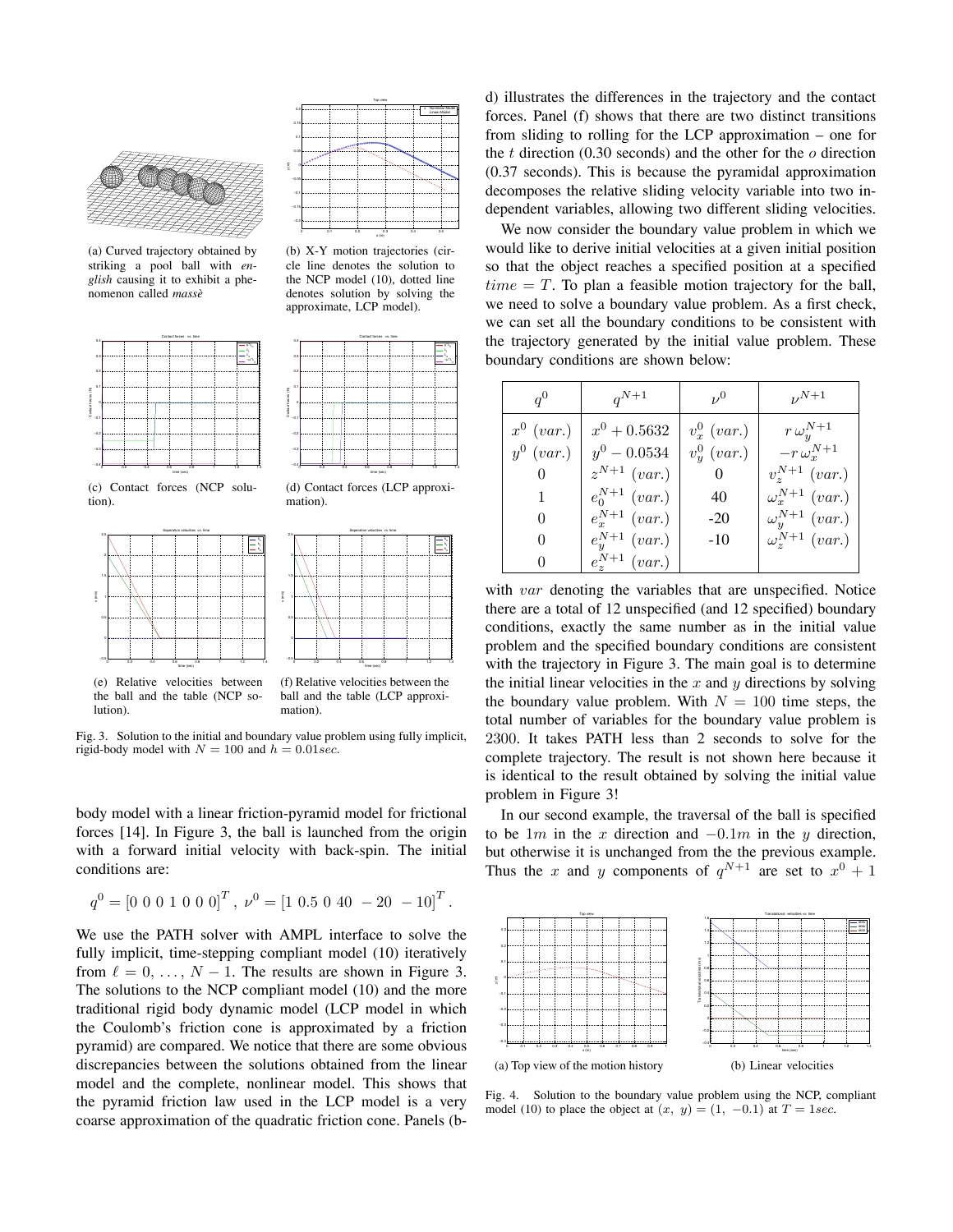(a) Curved trajectory obtained by striking a pool ball with *english* causing it to exhibit a phenomenon called *massè*

(b) X-Y motion trajectories (circle line denotes the solution to the NCP model (10), dotted line denotes solution by solving the approximate, LCP model).

(c) Contact forces (NCP solution).

(d) Contact forces (LCP approximation).

(e) Relative velocities between the ball and the table (NCP solution).

(f) Relative velocities between the ball and the table (LCP approximation).

Fig. 3. Solution to the initial and boundary value problem using fully implicit, rigid-body model with $N = 100$ and $h = 0.01sec$.

body model with a linear friction-pyramid model for frictional forces [14]. In Figure 3, the ball is launched from the origin with a forward initial velocity with back-spin. The initial conditions are:

$$q^0 = [0\ 0\ 0\ 1\ 0\ 0\ 0]^T,\ \nu^0 = [1\ 0.5\ 0\ 40\ -20\ -10]^T.$$

We use the PATH solver with AMPL interface to solve the fully implicit, time-stepping compliant model (10) iteratively from $\ell = 0, \ldots, N-1$. The results are shown in Figure 3. The solutions to the NCP compliant model (10) and the more traditional rigid body dynamic model (LCP model in which the Coulomb's friction cone is approximated by a friction pyramid) are compared. We notice that there are some obvious discrepancies between the solutions obtained from the linear model and the complete, nonlinear model. This shows that the pyramid friction law used in the LCP model is a very coarse approximation of the quadratic friction cone. Panels (b-d) illustrates the differences in the trajectory and the contact forces. Panel (f) shows that there are two distinct transitions from sliding to rolling for the LCP approximation – one for the $t$ direction (0.30 seconds) and the other for the $o$ direction (0.37 seconds). This is because the pyramidal approximation decomposes the relative sliding velocity variable into two independent variables, allowing two different sliding velocities.

We now consider the boundary value problem in which we would like to derive initial velocities at a given initial position so that the object reaches a specified position at a specified $time = T$. To plan a feasible motion trajectory for the ball, we need to solve a boundary value problem. As a first check, we can set all the boundary conditions to be consistent with the trajectory generated by the initial value problem. These boundary conditions are shown below:

| $q^0$ | $q^{N+1}$ | $\nu^0$ | $\nu^{N+1}$ |
|---|---|---|---|
| $x^0\ (var.)$ | $x^0 + 0.5632$ | $v_x^0\ (var.)$ | $r\,\omega_y^{N+1}$ |
| $y^0\ (var.)$ | $y^0 - 0.0534$ | $v_y^0\ (var.)$ | $-r\,\omega_x^{N+1}$ |
| 0 | $z^{N+1}\ (var.)$ | 0 | $v_z^{N+1}\ (var.)$ |
| 1 | $e_0^{N+1}\ (var.)$ | 40 | $\omega_x^{N+1}\ (var.)$ |
| 0 | $e_x^{N+1}\ (var.)$ | -20 | $\omega_y^{N+1}\ (var.)$ |
| 0 | $e_y^{N+1}\ (var.)$ | -10 | $\omega_z^{N+1}\ (var.)$ |
| 0 | $e_z^{N+1}\ (var.)$ | | |

with $var$ denoting the variables that are unspecified. Notice there are a total of 12 unspecified (and 12 specified) boundary conditions, exactly the same number as in the initial value problem and the specified boundary conditions are consistent with the trajectory in Figure 3. The main goal is to determine the initial linear velocities in the $x$ and $y$ directions by solving the boundary value problem. With $N = 100$ time steps, the total number of variables for the boundary value problem is 2300. It takes PATH less than 2 seconds to solve for the complete trajectory. The result is not shown here because it is identical to the result obtained by solving the initial value problem in Figure 3!

In our second example, the traversal of the ball is specified to be $1m$ in the $x$ direction and $-0.1m$ in the $y$ direction, but otherwise it is unchanged from the the previous example. Thus the $x$ and $y$ components of $q^{N+1}$ are set to $x^0 + 1$

(a) Top view of the motion history

(b) Linear velocities

Fig. 4. Solution to the boundary value problem using the NCP, compliant model (10) to place the object at $(x,\ y) = (1,\ -0.1)$ at $T = 1sec$.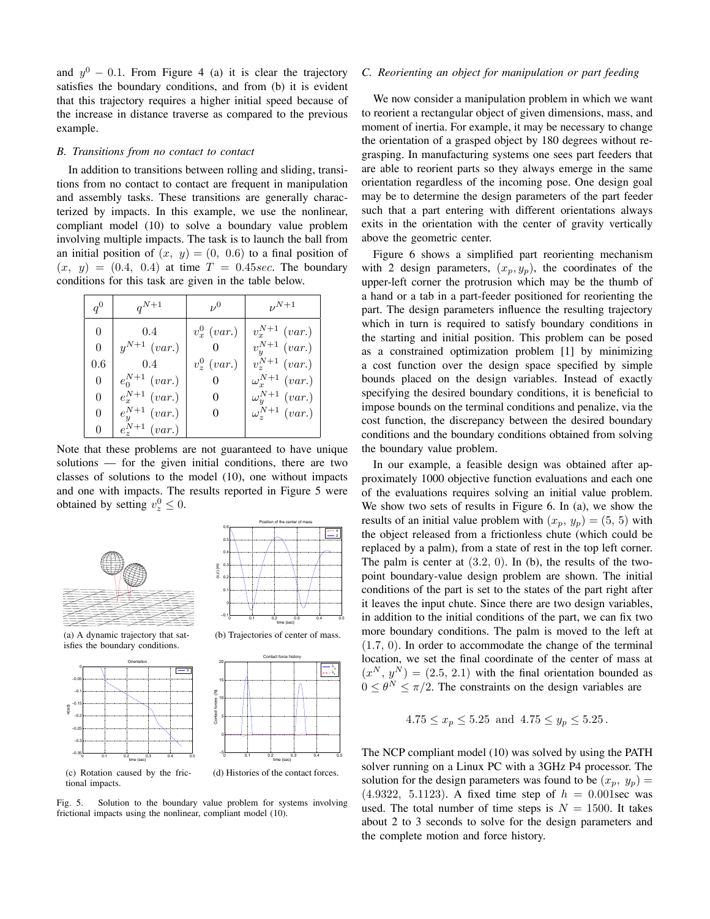and $y^0 - 0.1$. From Figure 4 (a) it is clear the trajectory satisfies the boundary conditions, and from (b) it is evident that this trajectory requires a higher initial speed because of the increase in distance traverse as compared to the previous example.

### *B. Transitions from no contact to contact*

In addition to transitions between rolling and sliding, transitions from no contact to contact are frequent in manipulation and assembly tasks. These transitions are generally characterized by impacts. In this example, we use the nonlinear, compliant model (10) to solve a boundary value problem involving multiple impacts. The task is to launch the ball from an initial position of $(x,\ y) = (0,\ 0.6)$ to a final position of $(x,\ y) = (0.4,\ 0.4)$ at time $T = 0.45sec$. The boundary conditions for this task are given in the table below.

| $q^0$ | $q^{N+1}$ | $\nu^0$ | $\nu^{N+1}$ |
|---|---|---|---|
| 0 | 0.4 | $v_x^0\ (var.)$ | $v_x^{N+1}\ (var.)$ |
| 0 | $y^{N+1}\ (var.)$ | 0 | $v_y^{N+1}\ (var.)$ |
| 0.6 | 0.4 | $v_z^0\ (var.)$ | $v_z^{N+1}\ (var.)$ |
| 0 | $e_0^{N+1}\ (var.)$ | 0 | $\omega_x^{N+1}\ (var.)$ |
| 0 | $e_x^{N+1}\ (var.)$ | 0 | $\omega_y^{N+1}\ (var.)$ |
| 0 | $e_y^{N+1}\ (var.)$ | 0 | $\omega_z^{N+1}\ (var.)$ |
| 0 | $e_z^{N+1}\ (var.)$ | | |

Note that these problems are not guaranteed to have unique solutions — for the given initial conditions, there are two classes of solutions to the model (10), one without impacts and one with impacts. The results reported in Figure 5 were obtained by setting $v_z^0 \leq 0$.

(a) A dynamic trajectory that satisfies the boundary conditions.

(b) Trajectories of center of mass.

(c) Rotation caused by the frictional impacts.

(d) Histories of the contact forces.

Fig. 5. Solution to the boundary value problem for systems involving frictional impacts using the nonlinear, compliant model (10).

### *C. Reorienting an object for manipulation or part feeding*

We now consider a manipulation problem in which we want to reorient a rectangular object of given dimensions, mass, and moment of inertia. For example, it may be necessary to change the orientation of a grasped object by 180 degrees without regrasping. In manufacturing systems one sees part feeders that are able to reorient parts so they always emerge in the same orientation regardless of the incoming pose. One design goal may be to determine the design parameters of the part feeder such that a part entering with different orientations always exits in the orientation with the center of gravity vertically above the geometric center.

Figure 6 shows a simplified part reorienting mechanism with 2 design parameters, $(x_p, y_p)$, the coordinates of the upper-left corner the protrusion which may be the thumb of a hand or a tab in a part-feeder positioned for reorienting the part. The design parameters influence the resulting trajectory which in turn is required to satisfy boundary conditions in the starting and initial position. This problem can be posed as a constrained optimization problem [1] by minimizing a cost function over the design space specified by simple bounds placed on the design variables. Instead of exactly specifying the desired boundary conditions, it is beneficial to impose bounds on the terminal conditions and penalize, via the cost function, the discrepancy between the desired boundary conditions and the boundary conditions obtained from solving the boundary value problem.

In our example, a feasible design was obtained after approximately 1000 objective function evaluations and each one of the evaluations requires solving an initial value problem. We show two sets of results in Figure 6. In (a), we show the results of an initial value problem with $(x_p,\ y_p) = (5,\ 5)$ with the object released from a frictionless chute (which could be replaced by a palm), from a state of rest in the top left corner. The palm is center at $(3.2,\ 0)$. In (b), the results of the two-point boundary-value design problem are shown. The initial conditions of the part is set to the states of the part right after it leaves the input chute. Since there are two design variables, in addition to the initial conditions of the part, we can fix two more boundary conditions. The palm is moved to the left at $(1.7,\ 0)$. In order to accommodate the change of the terminal location, we set the final coordinate of the center of mass at $(x^N,\ y^N) = (2.5,\ 2.1)$ with the final orientation bounded as $0 \leq \theta^N \leq \pi/2$. The constraints on the design variables are

$$4.75 \leq x_p \leq 5.25 \text{ and } 4.75 \leq y_p \leq 5.25\,.$$

The NCP compliant model (10) was solved by using the PATH solver running on a Linux PC with a 3GHz P4 processor. The solution for the design parameters was found to be $(x_p,\ y_p) = (4.9322,\ 5.1123)$. A fixed time step of $h = 0.001$sec was used. The total number of time steps is $N = 1500$. It takes about 2 to 3 seconds to solve for the design parameters and the complete motion and force history.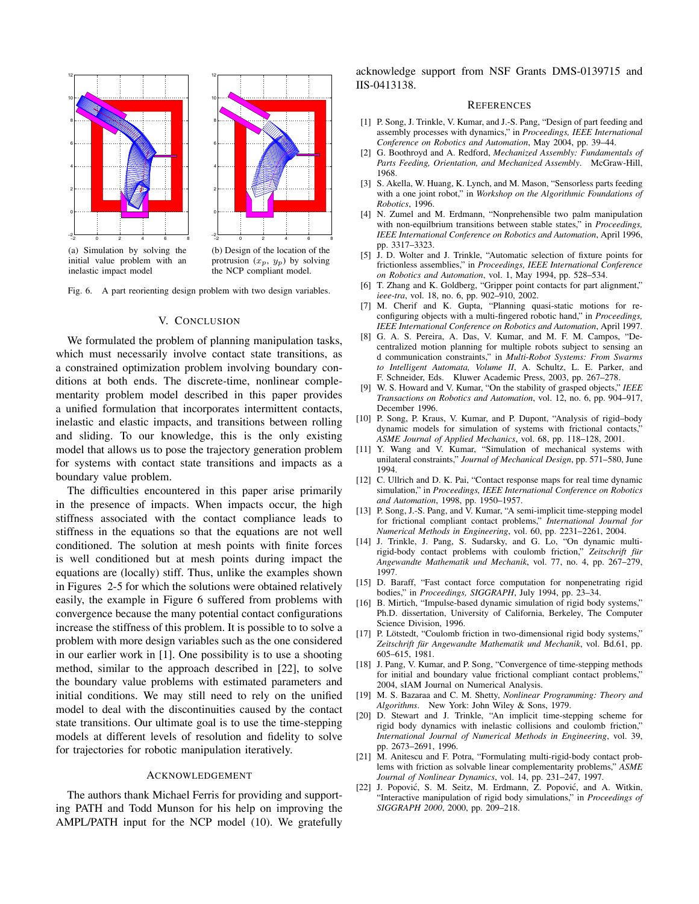12
10
8
6
4
2
0
−2
−2 0 2 4 6 8

(a) Simulation by solving the initial value problem with an inelastic impact model

12
10
8
6
4
2
0
−2
−2 0 2 4 6 8

(b) Design of the location of the protrusion ($x_p$, $y_p$) by solving the NCP compliant model.

Fig. 6. A part reorienting design problem with two design variables.

## V. Conclusion

We formulated the problem of planning manipulation tasks, which must necessarily involve contact state transitions, as a constrained optimization problem involving boundary conditions at both ends. The discrete-time, nonlinear complementarity problem model described in this paper provides a unified formulation that incorporates intermittent contacts, inelastic and elastic impacts, and transitions between rolling and sliding. To our knowledge, this is the only existing model that allows us to pose the trajectory generation problem for systems with contact state transitions and impacts as a boundary value problem.

The difficulties encountered in this paper arise primarily in the presence of impacts. When impacts occur, the high stiffness associated with the contact compliance leads to stiffness in the equations so that the equations are not well conditioned. The solution at mesh points with finite forces is well conditioned but at mesh points during impact the equations are (locally) stiff. Thus, unlike the examples shown in Figures 2-5 for which the solutions were obtained relatively easily, the example in Figure 6 suffered from problems with convergence because the many potential contact configurations increase the stiffness of this problem. It is possible to to solve a problem with more design variables such as the one considered in our earlier work in [1]. One possibility is to use a shooting method, similar to the approach described in [22], to solve the boundary value problems with estimated parameters and initial conditions. We may still need to rely on the unified model to deal with the discontinuities caused by the contact state transitions. Our ultimate goal is to use the time-stepping models at different levels of resolution and fidelity to solve for trajectories for robotic manipulation iteratively.

## Acknowledgement

The authors thank Michael Ferris for providing and supporting PATH and Todd Munson for his help on improving the AMPL/PATH input for the NCP model (10). We gratefully acknowledge support from NSF Grants DMS-0139715 and IIS-0413138.

## References

[1] P. Song, J. Trinkle, V. Kumar, and J.-S. Pang, "Design of part feeding and assembly processes with dynamics," in *Proceedings, IEEE International Conference on Robotics and Automation*, May 2004, pp. 39–44.

[2] G. Boothroyd and A. Redford, *Mechanized Assembly: Fundamentals of Parts Feeding, Orientation, and Mechanized Assembly*. McGraw-Hill, 1968.

[3] S. Akella, W. Huang, K. Lynch, and M. Mason, "Sensorless parts feeding with a one joint robot," in *Workshop on the Algorithmic Foundations of Robotics*, 1996.

[4] N. Zumel and M. Erdmann, "Nonprehensible two palm manipulation with non-equilbrium transitions between stable states," in *Proceedings, IEEE International Conference on Robotics and Automation*, April 1996, pp. 3317–3323.

[5] J. D. Wolter and J. Trinkle, "Automatic selection of fixture points for frictionless assemblies," in *Proceedings, IEEE International Conference on Robotics and Automation*, vol. 1, May 1994, pp. 528–534.

[6] T. Zhang and K. Goldberg, "Gripper point contacts for part alignment," *ieee-tra*, vol. 18, no. 6, pp. 902–910, 2002.

[7] M. Cherif and K. Gupta, "Planning quasi-static motions for re-configuring objects with a multi-fingered robotic hand," in *Proceedings, IEEE International Conference on Robotics and Automation*, April 1997.

[8] G. A. S. Pereira, A. Das, V. Kumar, and M. F. M. Campos, "Decentralized motion planning for multiple robots subject to sensing an d communication constraints," in *Multi-Robot Systems: From Swarms to Intelligent Automata, Volume II*, A. Schultz, L. E. Parker, and F. Schneider, Eds. Kluwer Academic Press, 2003, pp. 267–278.

[9] W. S. Howard and V. Kumar, "On the stability of grasped objects," *IEEE Transactions on Robotics and Automation*, vol. 12, no. 6, pp. 904–917, December 1996.

[10] P. Song, P. Kraus, V. Kumar, and P. Dupont, "Analysis of rigid–body dynamic models for simulation of systems with frictional contacts," *ASME Journal of Applied Mechanics*, vol. 68, pp. 118–128, 2001.

[11] Y. Wang and V. Kumar, "Simulation of mechanical systems with unilateral constraints," *Journal of Mechanical Design*, pp. 571–580, June 1994.

[12] C. Ullrich and D. K. Pai, "Contact response maps for real time dynamic simulation," in *Proceedings, IEEE International Conference on Robotics and Automation*, 1998, pp. 1950–1957.

[13] P. Song, J.-S. Pang, and V. Kumar, "A semi-implicit time-stepping model for frictional compliant contact problems," *International Journal for Numerical Methods in Engineering*, vol. 60, pp. 2231–2261, 2004.

[14] J. Trinkle, J. Pang, S. Sudarsky, and G. Lo, "On dynamic multi-rigid-body contact problems with coulomb friction," *Zeitschrift für Angewandte Mathematik und Mechanik*, vol. 77, no. 4, pp. 267–279, 1997.

[15] D. Baraff, "Fast contact force computation for nonpenetrating rigid bodies," in *Proceedings, SIGGRAPH*, July 1994, pp. 23–34.

[16] B. Mirtich, "Impulse-based dynamic simulation of rigid body systems," Ph.D. dissertation, University of California, Berkeley, The Computer Science Division, 1996.

[17] P. Lötstedt, "Coulomb friction in two-dimensional rigid body systems," *Zeitschrift für Angewandte Mathematik und Mechanik*, vol. Bd.61, pp. 605–615, 1981.

[18] J. Pang, V. Kumar, and P. Song, "Convergence of time-stepping methods for initial and boundary value frictional compliant contact problems," 2004, sIAM Journal on Numerical Analysis.

[19] M. S. Bazaraa and C. M. Shetty, *Nonlinear Programming: Theory and Algorithms*. New York: John Wiley & Sons, 1979.

[20] D. Stewart and J. Trinkle, "An implicit time-stepping scheme for rigid body dynamics with inelastic collisions and coulomb friction," *International Journal of Numerical Methods in Engineering*, vol. 39, pp. 2673–2691, 1996.

[21] M. Anitescu and F. Potra, "Formulating multi-rigid-body contact problems with friction as solvable linear complementarity problems," *ASME Journal of Nonlinear Dynamics*, vol. 14, pp. 231–247, 1997.

[22] J. Popović, S. M. Seitz, M. Erdmann, Z. Popović, and A. Witkin, "Interactive manipulation of rigid body simulations," in *Proceedings of SIGGRAPH 2000*, 2000, pp. 209–218.